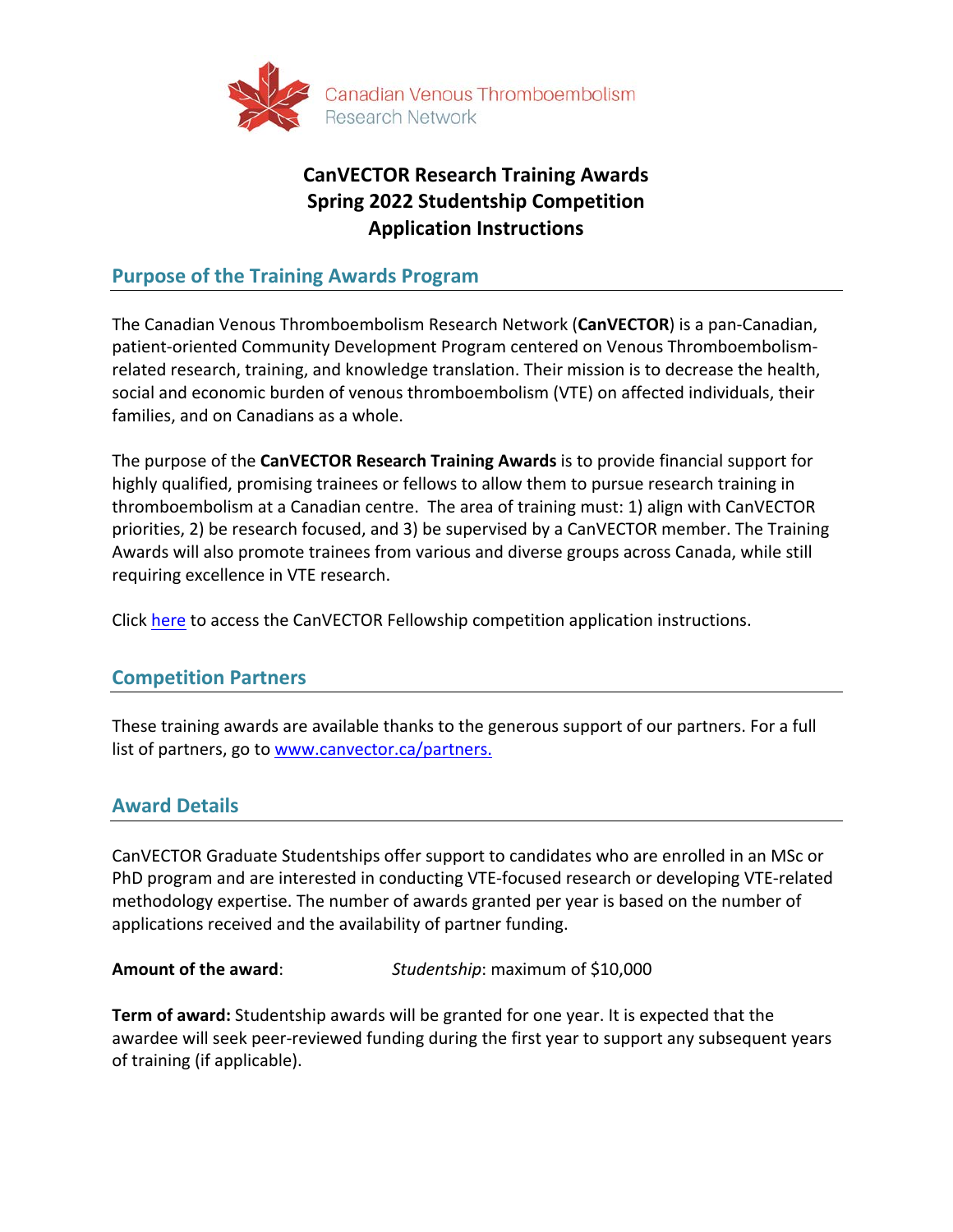Canadian Venous Thromboembolism Research Network

# CanVECTOR Research Training Awards
# Spring 2022 Studentship Competition
# Application Instructions

## Purpose of the Training Awards Program

The Canadian Venous Thromboembolism Research Network (**CanVECTOR**) is a pan-Canadian, patient-oriented Community Development Program centered on Venous Thromboembolism-related research, training, and knowledge translation. Their mission is to decrease the health, social and economic burden of venous thromboembolism (VTE) on affected individuals, their families, and on Canadians as a whole.

The purpose of the **CanVECTOR Research Training Awards** is to provide financial support for highly qualified, promising trainees or fellows to allow them to pursue research training in thromboembolism at a Canadian centre. The area of training must: 1) align with CanVECTOR priorities, 2) be research focused, and 3) be supervised by a CanVECTOR member. The Training Awards will also promote trainees from various and diverse groups across Canada, while still requiring excellence in VTE research.

Click here to access the CanVECTOR Fellowship competition application instructions.

## Competition Partners

These training awards are available thanks to the generous support of our partners. For a full list of partners, go to www.canvector.ca/partners.

## Award Details

CanVECTOR Graduate Studentships offer support to candidates who are enrolled in an MSc or PhD program and are interested in conducting VTE-focused research or developing VTE-related methodology expertise. The number of awards granted per year is based on the number of applications received and the availability of partner funding.

**Amount of the award**: *Studentship*: maximum of $10,000

**Term of award:** Studentship awards will be granted for one year. It is expected that the awardee will seek peer-reviewed funding during the first year to support any subsequent years of training (if applicable).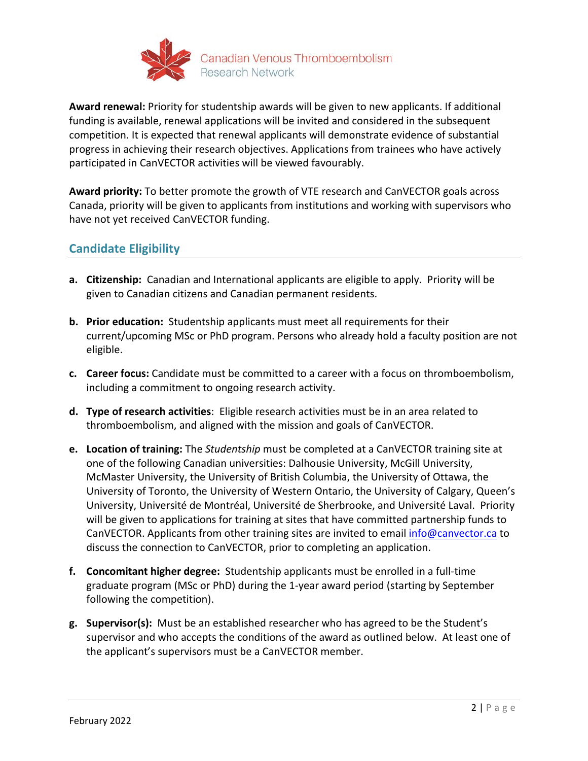**Award renewal:** Priority for studentship awards will be given to new applicants. If additional funding is available, renewal applications will be invited and considered in the subsequent competition. It is expected that renewal applicants will demonstrate evidence of substantial progress in achieving their research objectives. Applications from trainees who have actively participated in CanVECTOR activities will be viewed favourably.

**Award priority:** To better promote the growth of VTE research and CanVECTOR goals across Canada, priority will be given to applicants from institutions and working with supervisors who have not yet received CanVECTOR funding.

## Candidate Eligibility

a. **Citizenship:** Canadian and International applicants are eligible to apply. Priority will be given to Canadian citizens and Canadian permanent residents.

b. **Prior education:** Studentship applicants must meet all requirements for their current/upcoming MSc or PhD program. Persons who already hold a faculty position are not eligible.

c. **Career focus:** Candidate must be committed to a career with a focus on thromboembolism, including a commitment to ongoing research activity.

d. **Type of research activities**: Eligible research activities must be in an area related to thromboembolism, and aligned with the mission and goals of CanVECTOR.

e. **Location of training:** The *Studentship* must be completed at a CanVECTOR training site at one of the following Canadian universities: Dalhousie University, McGill University, McMaster University, the University of British Columbia, the University of Ottawa, the University of Toronto, the University of Western Ontario, the University of Calgary, Queen's University, Université de Montréal, Université de Sherbrooke, and Université Laval. Priority will be given to applications for training at sites that have committed partnership funds to CanVECTOR. Applicants from other training sites are invited to email info@canvector.ca to discuss the connection to CanVECTOR, prior to completing an application.

f. **Concomitant higher degree:** Studentship applicants must be enrolled in a full-time graduate program (MSc or PhD) during the 1-year award period (starting by September following the competition).

g. **Supervisor(s):** Must be an established researcher who has agreed to be the Student's supervisor and who accepts the conditions of the award as outlined below. At least one of the applicant's supervisors must be a CanVECTOR member.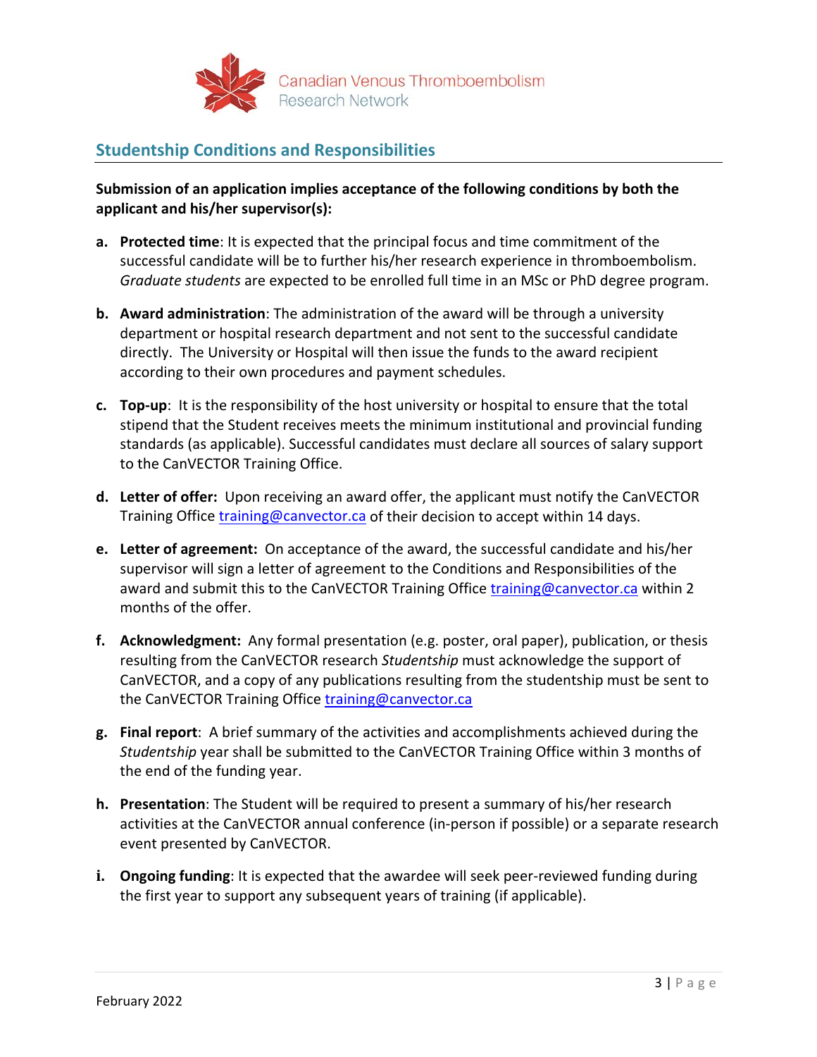## Studentship Conditions and Responsibilities

**Submission of an application implies acceptance of the following conditions by both the applicant and his/her supervisor(s):**

a. **Protected time**: It is expected that the principal focus and time commitment of the successful candidate will be to further his/her research experience in thromboembolism. *Graduate students* are expected to be enrolled full time in an MSc or PhD degree program.

b. **Award administration**: The administration of the award will be through a university department or hospital research department and not sent to the successful candidate directly. The University or Hospital will then issue the funds to the award recipient according to their own procedures and payment schedules.

c. **Top-up**: It is the responsibility of the host university or hospital to ensure that the total stipend that the Student receives meets the minimum institutional and provincial funding standards (as applicable). Successful candidates must declare all sources of salary support to the CanVECTOR Training Office.

d. **Letter of offer:** Upon receiving an award offer, the applicant must notify the CanVECTOR Training Office training@canvector.ca of their decision to accept within 14 days.

e. **Letter of agreement:** On acceptance of the award, the successful candidate and his/her supervisor will sign a letter of agreement to the Conditions and Responsibilities of the award and submit this to the CanVECTOR Training Office training@canvector.ca within 2 months of the offer.

f. **Acknowledgment:** Any formal presentation (e.g. poster, oral paper), publication, or thesis resulting from the CanVECTOR research *Studentship* must acknowledge the support of CanVECTOR, and a copy of any publications resulting from the studentship must be sent to the CanVECTOR Training Office training@canvector.ca

g. **Final report**: A brief summary of the activities and accomplishments achieved during the *Studentship* year shall be submitted to the CanVECTOR Training Office within 3 months of the end of the funding year.

h. **Presentation**: The Student will be required to present a summary of his/her research activities at the CanVECTOR annual conference (in-person if possible) or a separate research event presented by CanVECTOR.

i. **Ongoing funding**: It is expected that the awardee will seek peer-reviewed funding during the first year to support any subsequent years of training (if applicable).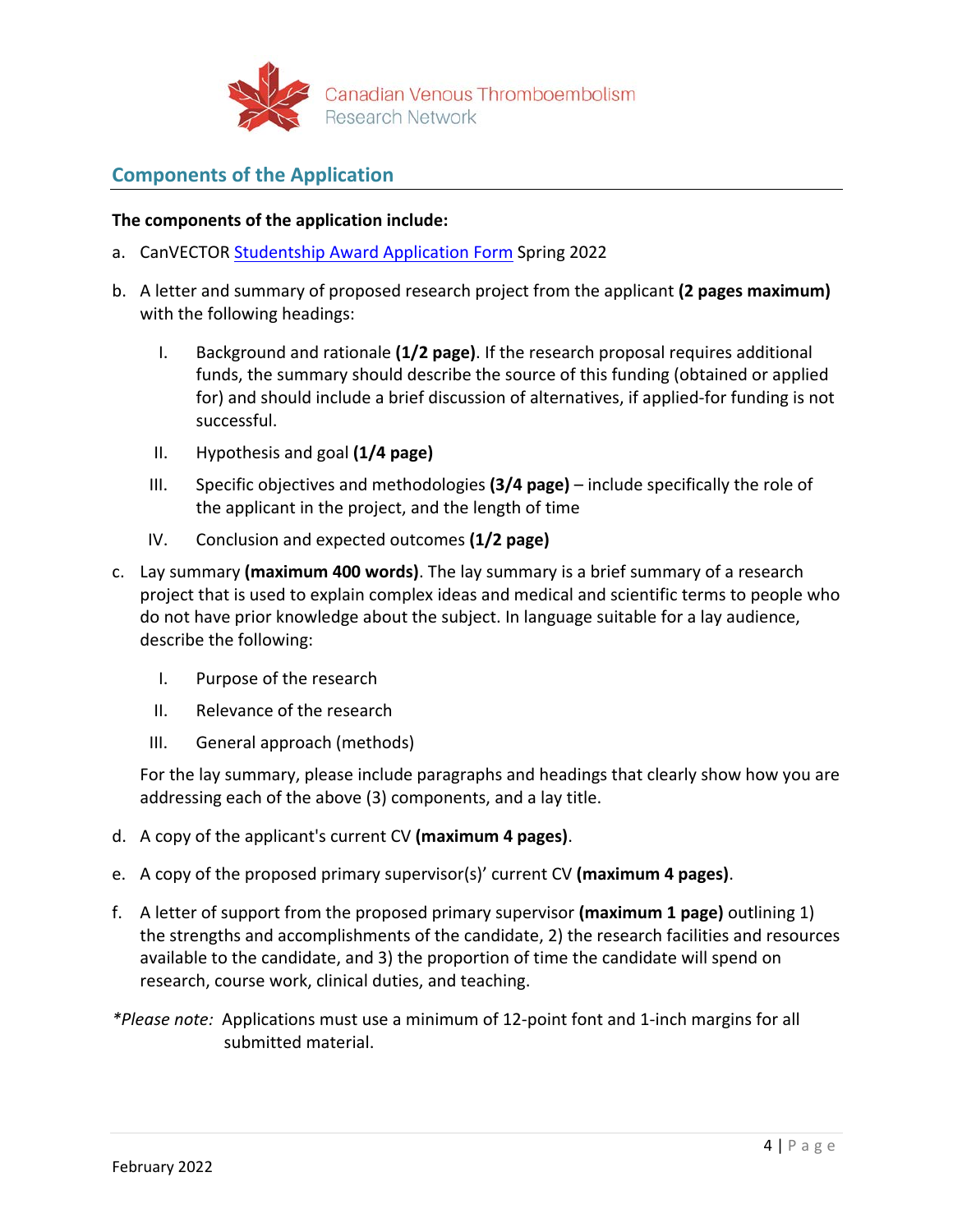## Components of the Application

**The components of the application include:**

a. CanVECTOR Studentship Award Application Form Spring 2022

b. A letter and summary of proposed research project from the applicant **(2 pages maximum)** with the following headings:

   I. Background and rationale **(1/2 page)**. If the research proposal requires additional funds, the summary should describe the source of this funding (obtained or applied for) and should include a brief discussion of alternatives, if applied-for funding is not successful.

   II. Hypothesis and goal **(1/4 page)**

   III. Specific objectives and methodologies **(3/4 page)** – include specifically the role of the applicant in the project, and the length of time

   IV. Conclusion and expected outcomes **(1/2 page)**

c. Lay summary **(maximum 400 words)**. The lay summary is a brief summary of a research project that is used to explain complex ideas and medical and scientific terms to people who do not have prior knowledge about the subject. In language suitable for a lay audience, describe the following:

   I. Purpose of the research

   II. Relevance of the research

   III. General approach (methods)

   For the lay summary, please include paragraphs and headings that clearly show how you are addressing each of the above (3) components, and a lay title.

d. A copy of the applicant's current CV **(maximum 4 pages)**.

e. A copy of the proposed primary supervisor(s)' current CV **(maximum 4 pages)**.

f. A letter of support from the proposed primary supervisor **(maximum 1 page)** outlining 1) the strengths and accomplishments of the candidate, 2) the research facilities and resources available to the candidate, and 3) the proportion of time the candidate will spend on research, course work, clinical duties, and teaching.

*Please note:* Applications must use a minimum of 12-point font and 1-inch margins for all submitted material.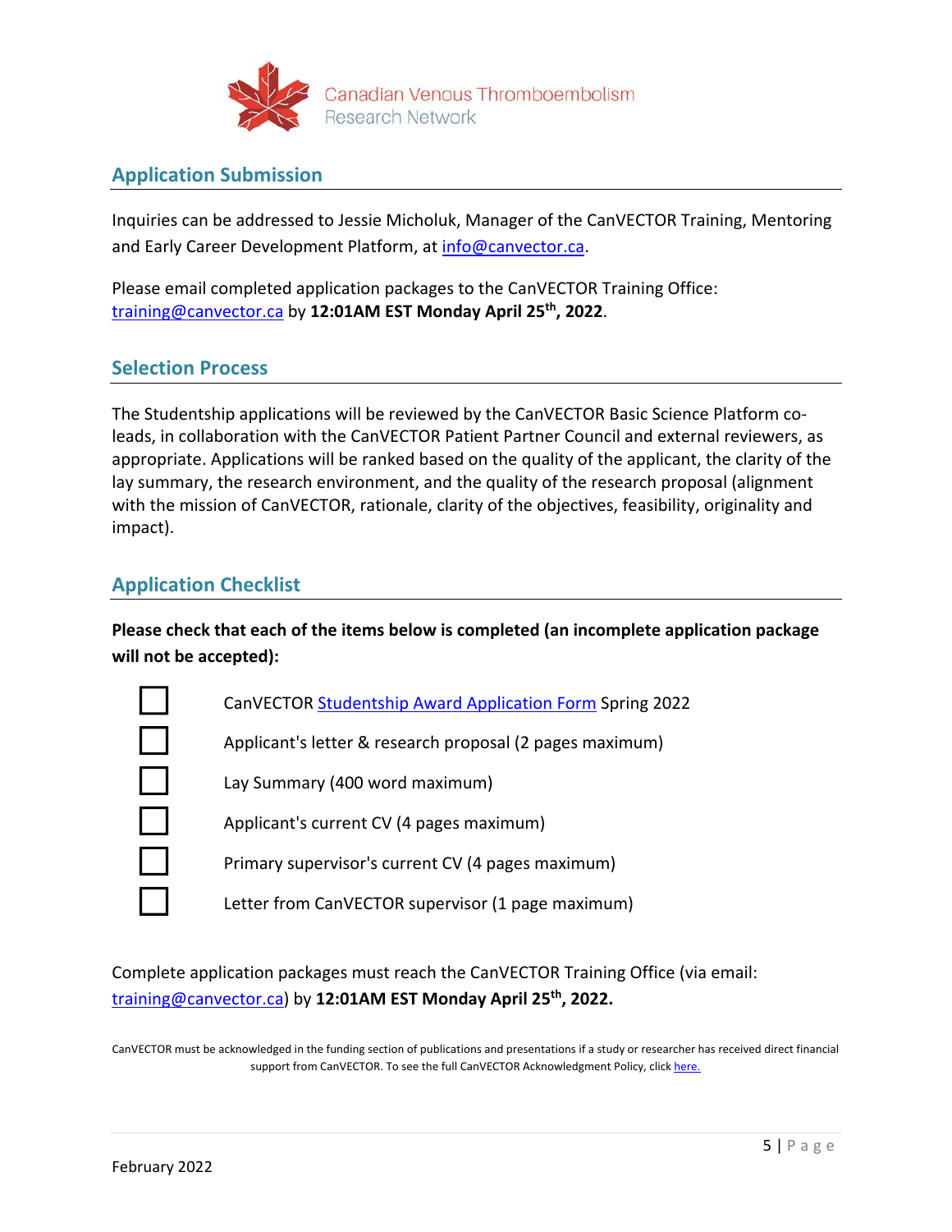Canadian Venous Thromboembolism
Research Network

## Application Submission

Inquiries can be addressed to Jessie Micholuk, Manager of the CanVECTOR Training, Mentoring and Early Career Development Platform, at info@canvector.ca.

Please email completed application packages to the CanVECTOR Training Office: training@canvector.ca by **12:01AM EST Monday April 25th, 2022**.

## Selection Process

The Studentship applications will be reviewed by the CanVECTOR Basic Science Platform co-leads, in collaboration with the CanVECTOR Patient Partner Council and external reviewers, as appropriate. Applications will be ranked based on the quality of the applicant, the clarity of the lay summary, the research environment, and the quality of the research proposal (alignment with the mission of CanVECTOR, rationale, clarity of the objectives, feasibility, originality and impact).

## Application Checklist

**Please check that each of the items below is completed (an incomplete application package will not be accepted):**

- ☐ CanVECTOR Studentship Award Application Form Spring 2022
- ☐ Applicant's letter & research proposal (2 pages maximum)
- ☐ Lay Summary (400 word maximum)
- ☐ Applicant's current CV (4 pages maximum)
- ☐ Primary supervisor's current CV (4 pages maximum)
- ☐ Letter from CanVECTOR supervisor (1 page maximum)

Complete application packages must reach the CanVECTOR Training Office (via email: training@canvector.ca) by **12:01AM EST Monday April 25th, 2022.**

CanVECTOR must be acknowledged in the funding section of publications and presentations if a study or researcher has received direct financial support from CanVECTOR. To see the full CanVECTOR Acknowledgment Policy, click here.

February 2022